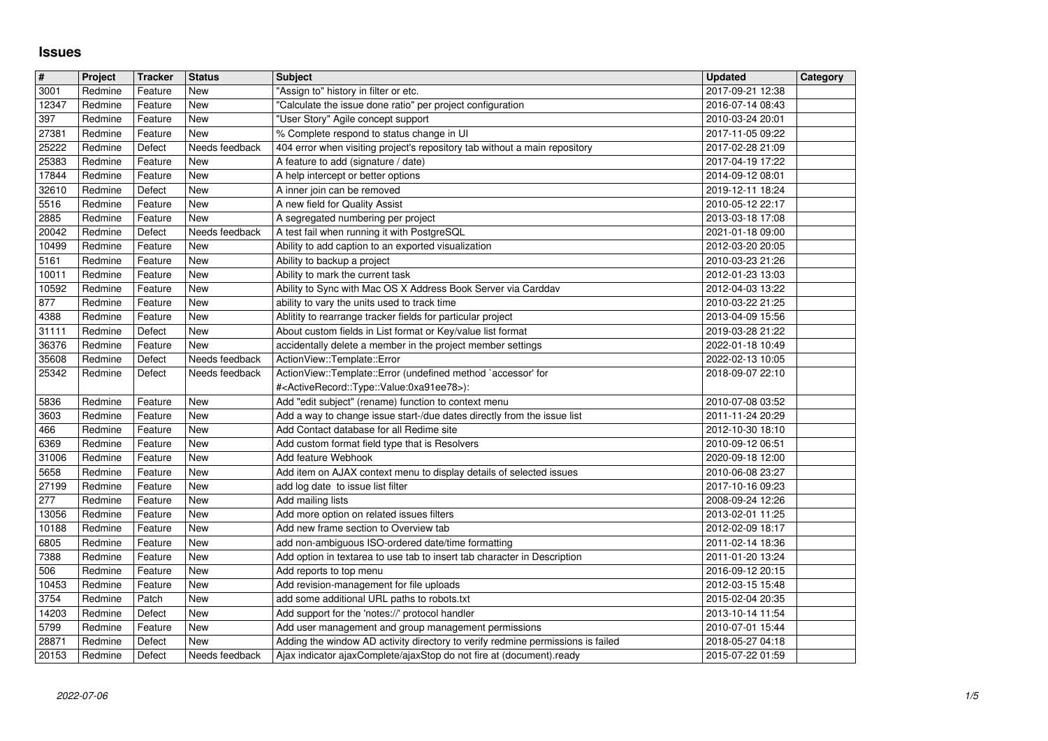# Issues

| # | Project | Tracker | Status | Subject | Updated | Category |
|---|---|---|---|---|---|---|
| 3001 | Redmine | Feature | New | "Assign to" history in filter or etc. | 2017-09-21 12:38 | |
| 12347 | Redmine | Feature | New | "Calculate the issue done ratio" per project configuration | 2016-07-14 08:43 | |
| 397 | Redmine | Feature | New | "User Story" Agile concept support | 2010-03-24 20:01 | |
| 27381 | Redmine | Feature | New | % Complete respond to status change in UI | 2017-11-05 09:22 | |
| 25222 | Redmine | Defect | Needs feedback | 404 error when visiting project's repository tab without a main repository | 2017-02-28 21:09 | |
| 25383 | Redmine | Feature | New | A feature to add (signature / date) | 2017-04-19 17:22 | |
| 17844 | Redmine | Feature | New | A help intercept or better options | 2014-09-12 08:01 | |
| 32610 | Redmine | Defect | New | A inner join can be removed | 2019-12-11 18:24 | |
| 5516 | Redmine | Feature | New | A new field for Quality Assist | 2010-05-12 22:17 | |
| 2885 | Redmine | Feature | New | A segregated numbering per project | 2013-03-18 17:08 | |
| 20042 | Redmine | Defect | Needs feedback | A test fail when running it with PostgreSQL | 2021-01-18 09:00 | |
| 10499 | Redmine | Feature | New | Ability to add caption to an exported visualization | 2012-03-20 20:05 | |
| 5161 | Redmine | Feature | New | Ability to backup a project | 2010-03-23 21:26 | |
| 10011 | Redmine | Feature | New | Ability to mark the current task | 2012-01-23 13:03 | |
| 10592 | Redmine | Feature | New | Ability to Sync with Mac OS X Address Book Server via Carddav | 2012-04-03 13:22 | |
| 877 | Redmine | Feature | New | ability to vary the units used to track time | 2010-03-22 21:25 | |
| 4388 | Redmine | Feature | New | Ablitity to rearrange tracker fields for particular project | 2013-04-09 15:56 | |
| 31111 | Redmine | Defect | New | About custom fields in List format or Key/value list format | 2019-03-28 21:22 | |
| 36376 | Redmine | Feature | New | accidentally delete a member in the project member settings | 2022-01-18 10:49 | |
| 35608 | Redmine | Defect | Needs feedback | ActionView::Template::Error | 2022-02-13 10:05 | |
| 25342 | Redmine | Defect | Needs feedback | ActionView::Template::Error (undefined method `accessor' for #<ActiveRecord::Type::Value:0xa91ee78>): | 2018-09-07 22:10 | |
| 5836 | Redmine | Feature | New | Add "edit subject" (rename) function to context menu | 2010-07-08 03:52 | |
| 3603 | Redmine | Feature | New | Add a way to change issue start-/due dates directly from the issue list | 2011-11-24 20:29 | |
| 466 | Redmine | Feature | New | Add Contact database for all Redime site | 2012-10-30 18:10 | |
| 6369 | Redmine | Feature | New | Add custom format field type that is Resolvers | 2010-09-12 06:51 | |
| 31006 | Redmine | Feature | New | Add feature Webhook | 2020-09-18 12:00 | |
| 5658 | Redmine | Feature | New | Add item on AJAX context menu to display details of selected issues | 2010-06-08 23:27 | |
| 27199 | Redmine | Feature | New | add log date to issue list filter | 2017-10-16 09:23 | |
| 277 | Redmine | Feature | New | Add mailing lists | 2008-09-24 12:26 | |
| 13056 | Redmine | Feature | New | Add more option on related issues filters | 2013-02-01 11:25 | |
| 10188 | Redmine | Feature | New | Add new frame section to Overview tab | 2012-02-09 18:17 | |
| 6805 | Redmine | Feature | New | add non-ambiguous ISO-ordered date/time formatting | 2011-02-14 18:36 | |
| 7388 | Redmine | Feature | New | Add option in textarea to use tab to insert tab character in Description | 2011-01-20 13:24 | |
| 506 | Redmine | Feature | New | Add reports to top menu | 2016-09-12 20:15 | |
| 10453 | Redmine | Feature | New | Add revision-management for file uploads | 2012-03-15 15:48 | |
| 3754 | Redmine | Patch | New | add some additional URL paths to robots.txt | 2015-02-04 20:35 | |
| 14203 | Redmine | Defect | New | Add support for the 'notes://' protocol handler | 2013-10-14 11:54 | |
| 5799 | Redmine | Feature | New | Add user management and group management permissions | 2010-07-01 15:44 | |
| 28871 | Redmine | Defect | New | Adding the window AD activity directory to verify redmine permissions is failed | 2018-05-27 04:18 | |
| 20153 | Redmine | Defect | Needs feedback | Ajax indicator ajaxComplete/ajaxStop do not fire at (document).ready | 2015-07-22 01:59 | |

2022-07-06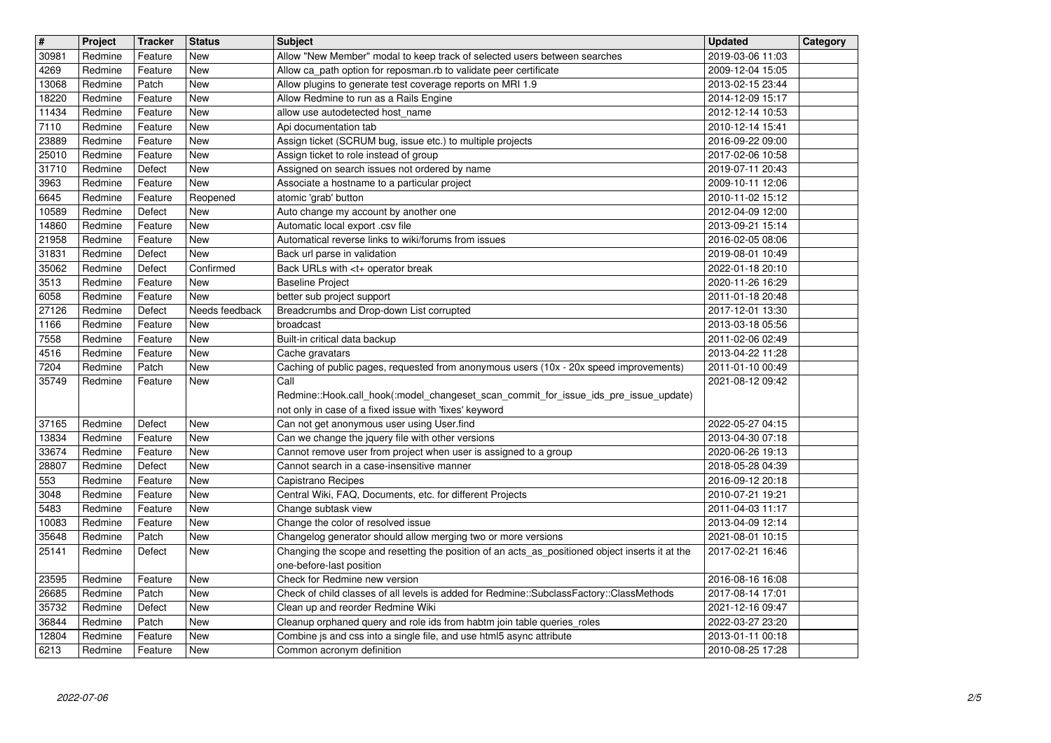| # | Project | Tracker | Status | Subject | Updated | Category |
|---|---|---|---|---|---|---|
| 30981 | Redmine | Feature | New | Allow "New Member" modal to keep track of selected users between searches | 2019-03-06 11:03 | |
| 4269 | Redmine | Feature | New | Allow ca_path option for reposman.rb to validate peer certificate | 2009-12-04 15:05 | |
| 13068 | Redmine | Patch | New | Allow plugins to generate test coverage reports on MRI 1.9 | 2013-02-15 23:44 | |
| 18220 | Redmine | Feature | New | Allow Redmine to run as a Rails Engine | 2014-12-09 15:17 | |
| 11434 | Redmine | Feature | New | allow use autodetected host_name | 2012-12-14 10:53 | |
| 7110 | Redmine | Feature | New | Api documentation tab | 2010-12-14 15:41 | |
| 23889 | Redmine | Feature | New | Assign ticket (SCRUM bug, issue etc.) to multiple projects | 2016-09-22 09:00 | |
| 25010 | Redmine | Feature | New | Assign ticket to role instead of group | 2017-02-06 10:58 | |
| 31710 | Redmine | Defect | New | Assigned on search issues not ordered by name | 2019-07-11 20:43 | |
| 3963 | Redmine | Feature | New | Associate a hostname to a particular project | 2009-10-11 12:06 | |
| 6645 | Redmine | Feature | Reopened | atomic 'grab' button | 2010-11-02 15:12 | |
| 10589 | Redmine | Defect | New | Auto change my account by another one | 2012-04-09 12:00 | |
| 14860 | Redmine | Feature | New | Automatic local export .csv file | 2013-09-21 15:14 | |
| 21958 | Redmine | Feature | New | Automatical reverse links to wiki/forums from issues | 2016-02-05 08:06 | |
| 31831 | Redmine | Defect | New | Back url parse in validation | 2019-08-01 10:49 | |
| 35062 | Redmine | Defect | Confirmed | Back URLs with <t+ operator break | 2022-01-18 20:10 | |
| 3513 | Redmine | Feature | New | Baseline Project | 2020-11-26 16:29 | |
| 6058 | Redmine | Feature | New | better sub project support | 2011-01-18 20:48 | |
| 27126 | Redmine | Defect | Needs feedback | Breadcrumbs and Drop-down List corrupted | 2017-12-01 13:30 | |
| 1166 | Redmine | Feature | New | broadcast | 2013-03-18 05:56 | |
| 7558 | Redmine | Feature | New | Built-in critical data backup | 2011-02-06 02:49 | |
| 4516 | Redmine | Feature | New | Cache gravatars | 2013-04-22 11:28 | |
| 7204 | Redmine | Patch | New | Caching of public pages, requested from anonymous users (10x - 20x speed improvements) | 2011-01-10 00:49 | |
| 35749 | Redmine | Feature | New | Call Redmine::Hook.call_hook(:model_changeset_scan_commit_for_issue_ids_pre_issue_update) not only in case of a fixed issue with 'fixes' keyword | 2021-08-12 09:42 | |
| 37165 | Redmine | Defect | New | Can not get anonymous user using User.find | 2022-05-27 04:15 | |
| 13834 | Redmine | Feature | New | Can we change the jquery file with other versions | 2013-04-30 07:18 | |
| 33674 | Redmine | Feature | New | Cannot remove user from project when user is assigned to a group | 2020-06-26 19:13 | |
| 28807 | Redmine | Defect | New | Cannot search in a case-insensitive manner | 2018-05-28 04:39 | |
| 553 | Redmine | Feature | New | Capistrano Recipes | 2016-09-12 20:18 | |
| 3048 | Redmine | Feature | New | Central Wiki, FAQ, Documents, etc. for different Projects | 2010-07-21 19:21 | |
| 5483 | Redmine | Feature | New | Change subtask view | 2011-04-03 11:17 | |
| 10083 | Redmine | Feature | New | Change the color of resolved issue | 2013-04-09 12:14 | |
| 35648 | Redmine | Patch | New | Changelog generator should allow merging two or more versions | 2021-08-01 10:15 | |
| 25141 | Redmine | Defect | New | Changing the scope and resetting the position of an acts_as_positioned object inserts it at the one-before-last position | 2017-02-21 16:46 | |
| 23595 | Redmine | Feature | New | Check for Redmine new version | 2016-08-16 16:08 | |
| 26685 | Redmine | Patch | New | Check of child classes of all levels is added for Redmine::SubclassFactory::ClassMethods | 2017-08-14 17:01 | |
| 35732 | Redmine | Defect | New | Clean up and reorder Redmine Wiki | 2021-12-16 09:47 | |
| 36844 | Redmine | Patch | New | Cleanup orphaned query and role ids from habtm join table queries_roles | 2022-03-27 23:20 | |
| 12804 | Redmine | Feature | New | Combine js and css into a single file, and use html5 async attribute | 2013-01-11 00:18 | |
| 6213 | Redmine | Feature | New | Common acronym definition | 2010-08-25 17:28 | |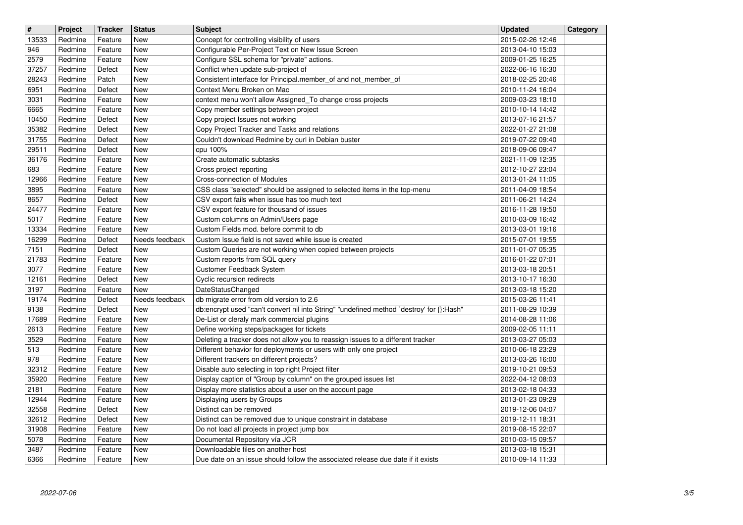| # | Project | Tracker | Status | Subject | Updated | Category |
|---|---|---|---|---|---|---|
| 13533 | Redmine | Feature | New | Concept for controlling visibility of users | 2015-02-26 12:46 | |
| 946 | Redmine | Feature | New | Configurable Per-Project Text on New Issue Screen | 2013-04-10 15:03 | |
| 2579 | Redmine | Feature | New | Configure SSL schema for "private" actions. | 2009-01-25 16:25 | |
| 37257 | Redmine | Defect | New | Conflict when update sub-project of | 2022-06-16 16:30 | |
| 28243 | Redmine | Patch | New | Consistent interface for Principal.member_of and not_member_of | 2018-02-25 20:46 | |
| 6951 | Redmine | Defect | New | Context Menu Broken on Mac | 2010-11-24 16:04 | |
| 3031 | Redmine | Feature | New | context menu won't allow Assigned_To change cross projects | 2009-03-23 18:10 | |
| 6665 | Redmine | Feature | New | Copy member settings between project | 2010-10-14 14:42 | |
| 10450 | Redmine | Defect | New | Copy project Issues not working | 2013-07-16 21:57 | |
| 35382 | Redmine | Defect | New | Copy Project Tracker and Tasks and relations | 2022-01-27 21:08 | |
| 31755 | Redmine | Defect | New | Couldn't download Redmine by curl in Debian buster | 2019-07-22 09:40 | |
| 29511 | Redmine | Defect | New | cpu 100% | 2018-09-06 09:47 | |
| 36176 | Redmine | Feature | New | Create automatic subtasks | 2021-11-09 12:35 | |
| 683 | Redmine | Feature | New | Cross project reporting | 2012-10-27 23:04 | |
| 12966 | Redmine | Feature | New | Cross-connection of Modules | 2013-01-24 11:05 | |
| 3895 | Redmine | Feature | New | CSS class "selected" should be assigned to selected items in the top-menu | 2011-04-09 18:54 | |
| 8657 | Redmine | Defect | New | CSV export fails when issue has too much text | 2011-06-21 14:24 | |
| 24477 | Redmine | Feature | New | CSV export feature for thousand of issues | 2016-11-28 19:50 | |
| 5017 | Redmine | Feature | New | Custom columns on Admin/Users page | 2010-03-09 16:42 | |
| 13334 | Redmine | Feature | New | Custom Fields mod. before commit to db | 2013-03-01 19:16 | |
| 16299 | Redmine | Defect | Needs feedback | Custom Issue field is not saved while issue is created | 2015-07-01 19:55 | |
| 7151 | Redmine | Defect | New | Custom Queries are not working when copied between projects | 2011-01-07 05:35 | |
| 21783 | Redmine | Feature | New | Custom reports from SQL query | 2016-01-22 07:01 | |
| 3077 | Redmine | Feature | New | Customer Feedback System | 2013-03-18 20:51 | |
| 12161 | Redmine | Defect | New | Cyclic recursion redirects | 2013-10-17 16:30 | |
| 3197 | Redmine | Feature | New | DateStatusChanged | 2013-03-18 15:20 | |
| 19174 | Redmine | Defect | Needs feedback | db migrate error from old version to 2.6 | 2015-03-26 11:41 | |
| 9138 | Redmine | Defect | New | db:encrypt used "can't convert nil into String" "undefined method `destroy' for {}:Hash" | 2011-08-29 10:39 | |
| 17689 | Redmine | Feature | New | De-List or cleraly mark commercial plugins | 2014-08-28 11:06 | |
| 2613 | Redmine | Feature | New | Define working steps/packages for tickets | 2009-02-05 11:11 | |
| 3529 | Redmine | Feature | New | Deleting a tracker does not allow you to reassign issues to a different tracker | 2013-03-27 05:03 | |
| 513 | Redmine | Feature | New | Different behavior for deployments or users with only one project | 2010-06-18 23:29 | |
| 978 | Redmine | Feature | New | Different trackers on different projects? | 2013-03-26 16:00 | |
| 32312 | Redmine | Feature | New | Disable auto selecting in top right Project filter | 2019-10-21 09:53 | |
| 35920 | Redmine | Feature | New | Display caption of "Group by column" on the grouped issues list | 2022-04-12 08:03 | |
| 2181 | Redmine | Feature | New | Display more statistics about a user on the account page | 2013-02-18 04:33 | |
| 12944 | Redmine | Feature | New | Displaying users by Groups | 2013-01-23 09:29 | |
| 32558 | Redmine | Defect | New | Distinct can be removed | 2019-12-06 04:07 | |
| 32612 | Redmine | Defect | New | Distinct can be removed due to unique constraint in database | 2019-12-11 18:31 | |
| 31908 | Redmine | Feature | New | Do not load all projects in project jump box | 2019-08-15 22:07 | |
| 5078 | Redmine | Feature | New | Documental Repository vía JCR | 2010-03-15 09:57 | |
| 3487 | Redmine | Feature | New | Downloadable files on another host | 2013-03-18 15:31 | |
| 6366 | Redmine | Feature | New | Due date on an issue should follow the associated release due date if it exists | 2010-09-14 11:33 | |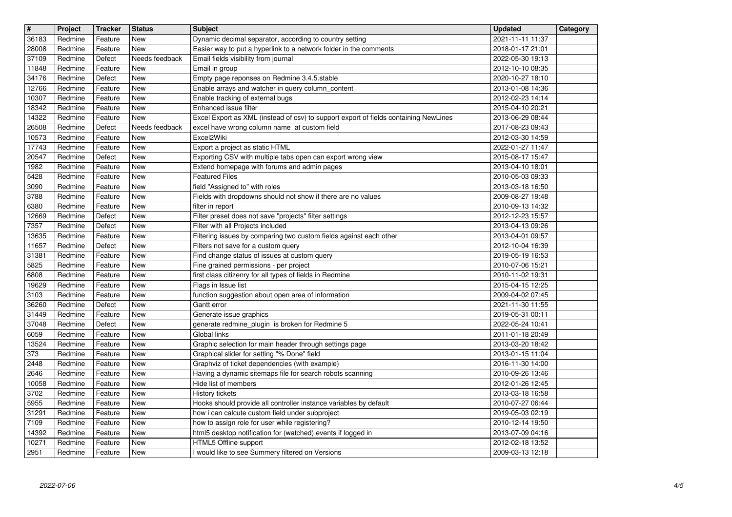| # | Project | Tracker | Status | Subject | Updated | Category |
|---|---|---|---|---|---|---|
| 36183 | Redmine | Feature | New | Dynamic decimal separator, according to country setting | 2021-11-11 11:37 | |
| 28008 | Redmine | Feature | New | Easier way to put a hyperlink to a network folder in the comments | 2018-01-17 21:01 | |
| 37109 | Redmine | Defect | Needs feedback | Email fields visibility from journal | 2022-05-30 19:13 | |
| 11848 | Redmine | Feature | New | Email in group | 2012-10-10 08:35 | |
| 34176 | Redmine | Defect | New | Empty page reponses on Redmine 3.4.5.stable | 2020-10-27 18:10 | |
| 12766 | Redmine | Feature | New | Enable arrays and watcher in query column_content | 2013-01-08 14:36 | |
| 10307 | Redmine | Feature | New | Enable tracking of external bugs | 2012-02-23 14:14 | |
| 18342 | Redmine | Feature | New | Enhanced issue filter | 2015-04-10 20:21 | |
| 14322 | Redmine | Feature | New | Excel Export as XML (instead of csv) to support export of fields containing NewLines | 2013-06-29 08:44 | |
| 26508 | Redmine | Defect | Needs feedback | excel have wrong column name at custom field | 2017-08-23 09:43 | |
| 10573 | Redmine | Feature | New | Excel2Wiki | 2012-03-30 14:59 | |
| 17743 | Redmine | Feature | New | Export a project as static HTML | 2022-01-27 11:47 | |
| 20547 | Redmine | Defect | New | Exporting CSV with multiple tabs open can export wrong view | 2015-08-17 15:47 | |
| 1982 | Redmine | Feature | New | Extend homepage with forums and admin pages | 2013-04-10 18:01 | |
| 5428 | Redmine | Feature | New | Featured Files | 2010-05-03 09:33 | |
| 3090 | Redmine | Feature | New | field "Assigned to" with roles | 2013-03-18 16:50 | |
| 3788 | Redmine | Feature | New | Fields with dropdowns should not show if there are no values | 2009-08-27 19:48 | |
| 6380 | Redmine | Feature | New | filter in report | 2010-09-13 14:32 | |
| 12669 | Redmine | Defect | New | Filter preset does not save "projects" filter settings | 2012-12-23 15:57 | |
| 7357 | Redmine | Defect | New | Filter with all Projects included | 2013-04-13 09:26 | |
| 13635 | Redmine | Feature | New | Filtering issues by comparing two custom fields against each other | 2013-04-01 09:57 | |
| 11657 | Redmine | Defect | New | Filters not save for a custom query | 2012-10-04 16:39 | |
| 31381 | Redmine | Feature | New | Find change status of issues at custom query | 2019-05-19 16:53 | |
| 5825 | Redmine | Feature | New | Fine grained permissions - per project | 2010-07-06 15:21 | |
| 6808 | Redmine | Feature | New | first class citizenry for all types of fields in Redmine | 2010-11-02 19:31 | |
| 19629 | Redmine | Feature | New | Flags in Issue list | 2015-04-15 12:25 | |
| 3103 | Redmine | Feature | New | function suggestion about open area of information | 2009-04-02 07:45 | |
| 36260 | Redmine | Defect | New | Gantt error | 2021-11-30 11:55 | |
| 31449 | Redmine | Feature | New | Generate issue graphics | 2019-05-31 00:11 | |
| 37048 | Redmine | Defect | New | generate redmine_plugin is broken for Redmine 5 | 2022-05-24 10:41 | |
| 6059 | Redmine | Feature | New | Global links | 2011-01-18 20:49 | |
| 13524 | Redmine | Feature | New | Graphic selection for main header through settings page | 2013-03-20 18:42 | |
| 373 | Redmine | Feature | New | Graphical slider for setting "% Done" field | 2013-01-15 11:04 | |
| 2448 | Redmine | Feature | New | Graphviz of ticket dependencies (with example) | 2016-11-30 14:00 | |
| 2646 | Redmine | Feature | New | Having a dynamic sitemaps file for search robots scanning | 2010-09-26 13:46 | |
| 10058 | Redmine | Feature | New | Hide list of members | 2012-01-26 12:45 | |
| 3702 | Redmine | Feature | New | History tickets | 2013-03-18 16:58 | |
| 5955 | Redmine | Feature | New | Hooks should provide all controller instance variables by default | 2010-07-27 06:44 | |
| 31291 | Redmine | Feature | New | how i can calcute custom field under subproject | 2019-05-03 02:19 | |
| 7109 | Redmine | Feature | New | how to assign role for user while registering? | 2010-12-14 19:50 | |
| 14392 | Redmine | Feature | New | html5 desktop notification for (watched) events if logged in | 2013-07-09 04:16 | |
| 10271 | Redmine | Feature | New | HTML5 Offline support | 2012-02-18 13:52 | |
| 2951 | Redmine | Feature | New | I would like to see Summery filtered on Versions | 2009-03-13 12:18 | |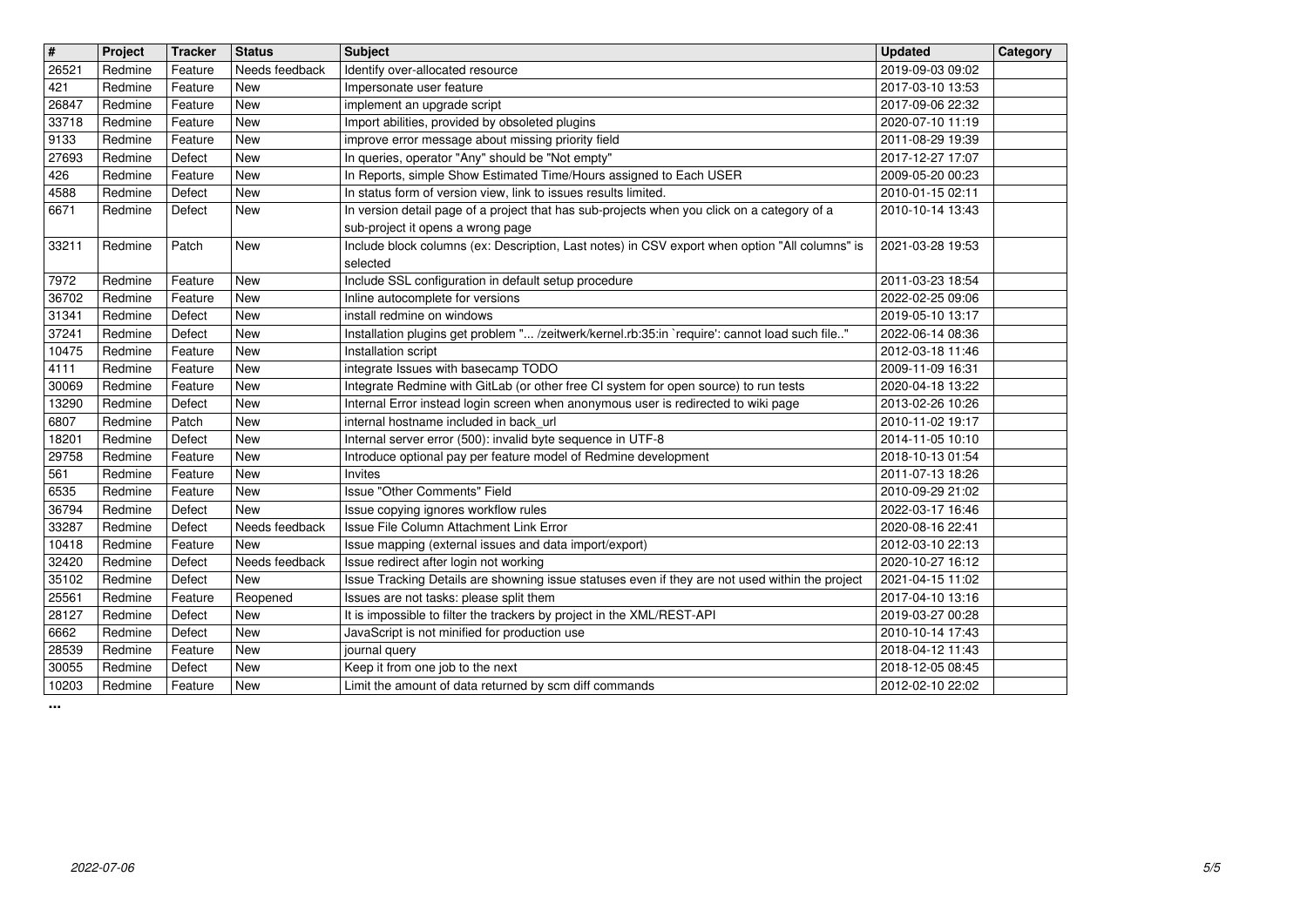| # | Project | Tracker | Status | Subject | Updated | Category |
|---|---|---|---|---|---|---|
| 26521 | Redmine | Feature | Needs feedback | Identify over-allocated resource | 2019-09-03 09:02 | |
| 421 | Redmine | Feature | New | Impersonate user feature | 2017-03-10 13:53 | |
| 26847 | Redmine | Feature | New | implement an upgrade script | 2017-09-06 22:32 | |
| 33718 | Redmine | Feature | New | Import abilities, provided by obsoleted plugins | 2020-07-10 11:19 | |
| 9133 | Redmine | Feature | New | improve error message about missing priority field | 2011-08-29 19:39 | |
| 27693 | Redmine | Defect | New | In queries, operator "Any" should be "Not empty" | 2017-12-27 17:07 | |
| 426 | Redmine | Feature | New | In Reports, simple Show Estimated Time/Hours assigned to Each USER | 2009-05-20 00:23 | |
| 4588 | Redmine | Defect | New | In status form of version view, link to issues results limited. | 2010-01-15 02:11 | |
| 6671 | Redmine | Defect | New | In version detail page of a project that has sub-projects when you click on a category of a sub-project it opens a wrong page | 2010-10-14 13:43 | |
| 33211 | Redmine | Patch | New | Include block columns (ex: Description, Last notes) in CSV export when option "All columns" is selected | 2021-03-28 19:53 | |
| 7972 | Redmine | Feature | New | Include SSL configuration in default setup procedure | 2011-03-23 18:54 | |
| 36702 | Redmine | Feature | New | Inline autocomplete for versions | 2022-02-25 09:06 | |
| 31341 | Redmine | Defect | New | install redmine on windows | 2019-05-10 13:17 | |
| 37241 | Redmine | Defect | New | Installation plugins get problem "... /zeitwerk/kernel.rb:35:in `require': cannot load such file.." | 2022-06-14 08:36 | |
| 10475 | Redmine | Feature | New | Installation script | 2012-03-18 11:46 | |
| 4111 | Redmine | Feature | New | integrate Issues with basecamp TODO | 2009-11-09 16:31 | |
| 30069 | Redmine | Feature | New | Integrate Redmine with GitLab (or other free CI system for open source) to run tests | 2020-04-18 13:22 | |
| 13290 | Redmine | Defect | New | Internal Error instead login screen when anonymous user is redirected to wiki page | 2013-02-26 10:26 | |
| 6807 | Redmine | Patch | New | internal hostname included in back_url | 2010-11-02 19:17 | |
| 18201 | Redmine | Defect | New | Internal server error (500): invalid byte sequence in UTF-8 | 2014-11-05 10:10 | |
| 29758 | Redmine | Feature | New | Introduce optional pay per feature model of Redmine development | 2018-10-13 01:54 | |
| 561 | Redmine | Feature | New | Invites | 2011-07-13 18:26 | |
| 6535 | Redmine | Feature | New | Issue "Other Comments" Field | 2010-09-29 21:02 | |
| 36794 | Redmine | Defect | New | Issue copying ignores workflow rules | 2022-03-17 16:46 | |
| 33287 | Redmine | Defect | Needs feedback | Issue File Column Attachment Link Error | 2020-08-16 22:41 | |
| 10418 | Redmine | Feature | New | Issue mapping (external issues and data import/export) | 2012-03-10 22:13 | |
| 32420 | Redmine | Defect | Needs feedback | Issue redirect after login not working | 2020-10-27 16:12 | |
| 35102 | Redmine | Defect | New | Issue Tracking Details are showning issue statuses even if they are not used within the project | 2021-04-15 11:02 | |
| 25561 | Redmine | Feature | Reopened | Issues are not tasks: please split them | 2017-04-10 13:16 | |
| 28127 | Redmine | Defect | New | It is impossible to filter the trackers by project in the XML/REST-API | 2019-03-27 00:28 | |
| 6662 | Redmine | Defect | New | JavaScript is not minified for production use | 2010-10-14 17:43 | |
| 28539 | Redmine | Feature | New | journal query | 2018-04-12 11:43 | |
| 30055 | Redmine | Defect | New | Keep it from one job to the next | 2018-12-05 08:45 | |
| 10203 | Redmine | Feature | New | Limit the amount of data returned by scm diff commands | 2012-02-10 22:02 | |

...